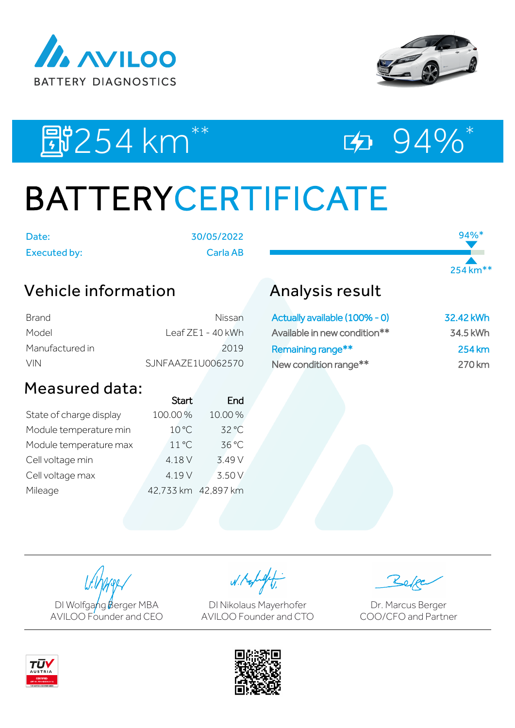AVILOO BATTERY DIAGNOSTICS

254 km** 94%*

# BATTERYCERTIFICATE

| | |
|---|---|
| Date: | 30/05/2022 |
| Executed by: | Carla AB |

94%*

254 km**

## Vehicle information

| | |
|---|---|
| Brand | Nissan |
| Model | Leaf ZE1 - 40 kWh |
| Manufactured in | 2019 |
| VIN | SJNFAAZE1U0062570 |

## Analysis result

| | |
|---|---|
| Actually available (100% - 0) | 32.42 kWh |
| Available in new condition** | 34.5 kWh |
| Remaining range** | 254 km |
| New condition range** | 270 km |

## Measured data:

| | Start | End |
|---|---|---|
| State of charge display | 100.00 % | 10.00 % |
| Module temperature min | 10 °C | 32 °C |
| Module temperature max | 11 °C | 36 °C |
| Cell voltage min | 4.18 V | 3.49 V |
| Cell voltage max | 4.19 V | 3.50 V |
| Mileage | 42,733 km | 42,897 km |

DI Wolfgang Berger MBA
AVILOO Founder and CEO

DI Nikolaus Mayerhofer
AVILOO Founder and CTO

Dr. Marcus Berger
COO/CFO and Partner

TÜV AUSTRIA CERTIFIED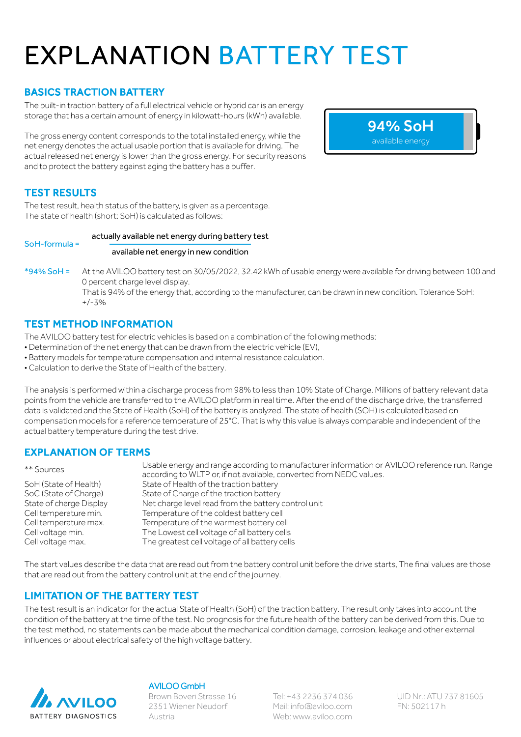# EXPLANATION BATTERY TEST

## BASICS TRACTION BATTERY

The built-in traction battery of a full electrical vehicle or hybrid car is an energy storage that has a certain amount of energy in kilowatt-hours (kWh) available.

The gross energy content corresponds to the total installed energy, while the net energy denotes the actual usable portion that is available for driving. The actual released net energy is lower than the gross energy. For security reasons and to protect the battery against aging the battery has a buffer.

**94% SoH**
available energy

## TEST RESULTS

The test result, health status of the battery, is given as a percentage.
The state of health (short: SoH) is calculated as follows:

$$\text{SoH-formula} = \frac{\text{actually available net energy during battery test}}{\text{available net energy in new condition}}$$

*94% SoH = At the AVILOO battery test on 30/05/2022, 32.42 kWh of usable energy were available for driving between 100 and 0 percent charge level display.
That is 94% of the energy that, according to the manufacturer, can be drawn in new condition. Tolerance SoH: +/-3%

## TEST METHOD INFORMATION

The AVILOO battery test for electric vehicles is based on a combination of the following methods:

- Determination of the net energy that can be drawn from the electric vehicle (EV),
- Battery models for temperature compensation and internal resistance calculation.
- Calculation to derive the State of Health of the battery.

The analysis is performed within a discharge process from 98% to less than 10% State of Charge. Millions of battery relevant data points from the vehicle are transferred to the AVILOO platform in real time. After the end of the discharge drive, the transferred data is validated and the State of Health (SoH) of the battery is analyzed. The state of health (SOH) is calculated based on compensation models for a reference temperature of 25°C. That is why this value is always comparable and independent of the actual battery temperature during the test drive.

## EXPLANATION OF TERMS

| | |
|---|---|
| ** Sources | Usable energy and range according to manufacturer information or AVILOO reference run. Range according to WLTP or, if not available, converted from NEDC values. |
| SoH (State of Health) | State of Health of the traction battery |
| SoC (State of Charge) | State of Charge of the traction battery |
| State of charge Display | Net charge level read from the battery control unit |
| Cell temperature min. | Temperature of the coldest battery cell |
| Cell temperature max. | Temperature of the warmest battery cell |
| Cell voltage min. | The Lowest cell voltage of all battery cells |
| Cell voltage max. | The greatest cell voltage of all battery cells |

The start values describe the data that are read out from the battery control unit before the drive starts, The final values are those that are read out from the battery control unit at the end of the journey.

## LIMITATION OF THE BATTERY TEST

The test result is an indicator for the actual State of Health (SoH) of the traction battery. The result only takes into account the condition of the battery at the time of the test. No prognosis for the future health of the battery can be derived from this. Due to the test method, no statements can be made about the mechanical condition damage, corrosion, leakage and other external influences or about electrical safety of the high voltage battery.

AVILOO
BATTERY DIAGNOSTICS

**AVILOO GmbH**
Brown Boveri Strasse 16
2351 Wiener Neudorf
Austria

Tel: +43 2236 374 036
Mail: info@aviloo.com
Web: www.aviloo.com

UID Nr.: ATU 737 81605
FN: 502117 h